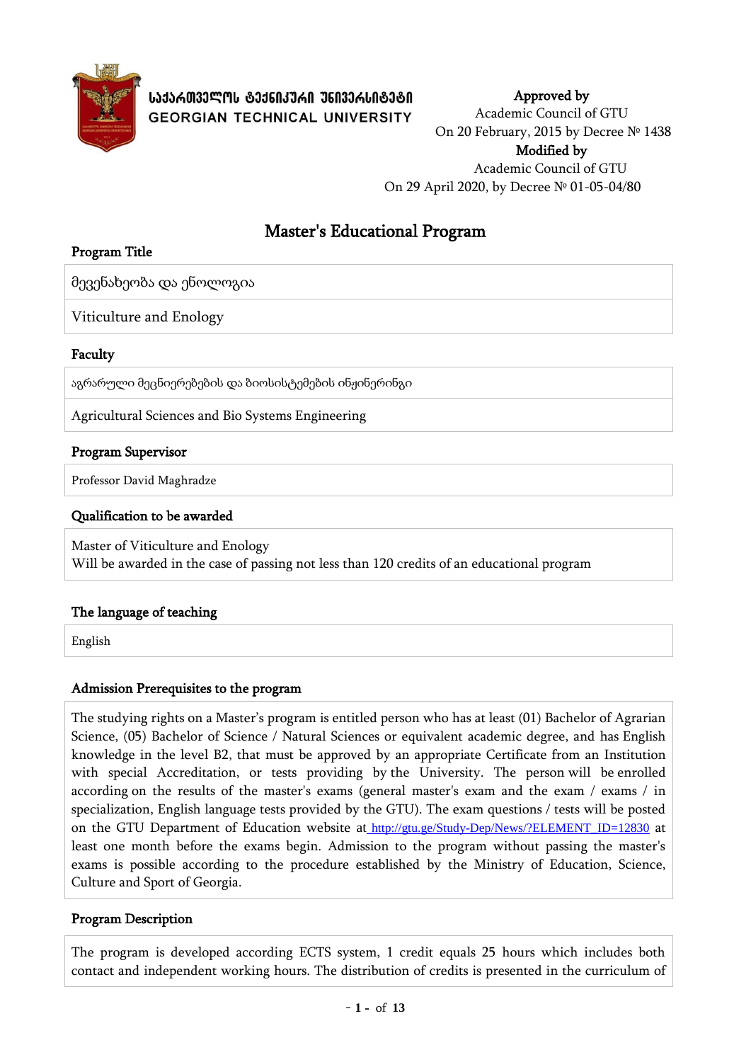**საქართველოს ტექნიკური უნივერსიტეტი**
**GEORGIAN TECHNICAL UNIVERSITY**

**Approved by**
Academic Council of GTU
On 20 February, 2015 by Decree № 1438
**Modified by**
Academic Council of GTU
On 29 April 2020, by Decree № 01-05-04/80

# Master's Educational Program

## Program Title

მევენახეობა და ენოლოგია

Viticulture and Enology

## Faculty

აგრარული მეცნიერებების და ბიოსისტემების ინჟინერინგი

Agricultural Sciences and Bio Systems Engineering

## Program Supervisor

Professor David Maghradze

## Qualification to be awarded

Master of Viticulture and Enology
Will be awarded in the case of passing not less than 120 credits of an educational program

## The language of teaching

English

## Admission Prerequisites to the program

The studying rights on a Master's program is entitled person who has at least (01) Bachelor of Agrarian Science, (05) Bachelor of Science / Natural Sciences or equivalent academic degree, and has English knowledge in the level B2, that must be approved by an appropriate Certificate from an Institution with special Accreditation, or tests providing by the University. The person will be enrolled according on the results of the master's exams (general master's exam and the exam / exams / in specialization, English language tests provided by the GTU). The exam questions / tests will be posted on the GTU Department of Education website at http://gtu.ge/Study-Dep/News/?ELEMENT_ID=12830 at least one month before the exams begin. Admission to the program without passing the master's exams is possible according to the procedure established by the Ministry of Education, Science, Culture and Sport of Georgia.

## Program Description

The program is developed according ECTS system, 1 credit equals 25 hours which includes both contact and independent working hours. The distribution of credits is presented in the curriculum of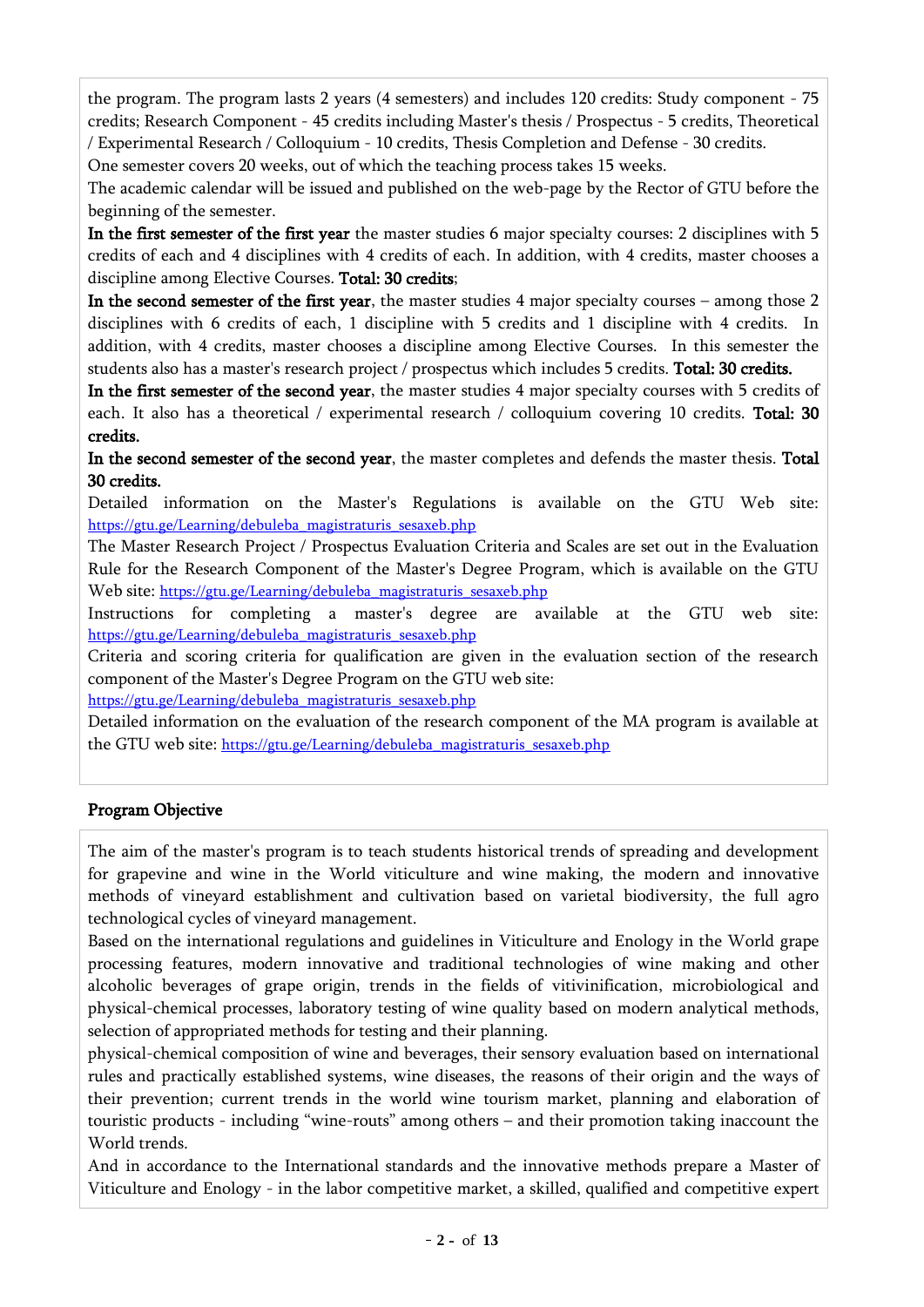the program. The program lasts 2 years (4 semesters) and includes 120 credits: Study component - 75 credits; Research Component - 45 credits including Master's thesis / Prospectus - 5 credits, Theoretical / Experimental Research / Colloquium - 10 credits, Thesis Completion and Defense - 30 credits.

One semester covers 20 weeks, out of which the teaching process takes 15 weeks.

The academic calendar will be issued and published on the web-page by the Rector of GTU before the beginning of the semester.

**In the first semester of the first year** the master studies 6 major specialty courses: 2 disciplines with 5 credits of each and 4 disciplines with 4 credits of each. In addition, with 4 credits, master chooses a discipline among Elective Courses. **Total: 30 credits**;

**In the second semester of the first year**, the master studies 4 major specialty courses – among those 2 disciplines with 6 credits of each, 1 discipline with 5 credits and 1 discipline with 4 credits. In addition, with 4 credits, master chooses a discipline among Elective Courses. In this semester the students also has a master's research project / prospectus which includes 5 credits. **Total: 30 credits.**

**In the first semester of the second year**, the master studies 4 major specialty courses with 5 credits of each. It also has a theoretical / experimental research / colloquium covering 10 credits. **Total: 30 credits.**

**In the second semester of the second year**, the master completes and defends the master thesis. **Total 30 credits.**

Detailed information on the Master's Regulations is available on the GTU Web site: https://gtu.ge/Learning/debuleba_magistraturis_sesaxeb.php

The Master Research Project / Prospectus Evaluation Criteria and Scales are set out in the Evaluation Rule for the Research Component of the Master's Degree Program, which is available on the GTU Web site: https://gtu.ge/Learning/debuleba_magistraturis_sesaxeb.php

Instructions for completing a master's degree are available at the GTU web site: https://gtu.ge/Learning/debuleba_magistraturis_sesaxeb.php

Criteria and scoring criteria for qualification are given in the evaluation section of the research component of the Master's Degree Program on the GTU web site:
https://gtu.ge/Learning/debuleba_magistraturis_sesaxeb.php

Detailed information on the evaluation of the research component of the MA program is available at the GTU web site: https://gtu.ge/Learning/debuleba_magistraturis_sesaxeb.php

## Program Objective

The aim of the master's program is to teach students historical trends of spreading and development for grapevine and wine in the World viticulture and wine making, the modern and innovative methods of vineyard establishment and cultivation based on varietal biodiversity, the full agro technological cycles of vineyard management.

Based on the international regulations and guidelines in Viticulture and Enology in the World grape processing features, modern innovative and traditional technologies of wine making and other alcoholic beverages of grape origin, trends in the fields of vitivinification, microbiological and physical-chemical processes, laboratory testing of wine quality based on modern analytical methods, selection of appropriated methods for testing and their planning.

physical-chemical composition of wine and beverages, their sensory evaluation based on international rules and practically established systems, wine diseases, the reasons of their origin and the ways of their prevention; current trends in the world wine tourism market, planning and elaboration of touristic products - including "wine-routs" among others – and their promotion taking inaccount the World trends.

And in accordance to the International standards and the innovative methods prepare a Master of Viticulture and Enology - in the labor competitive market, a skilled, qualified and competitive expert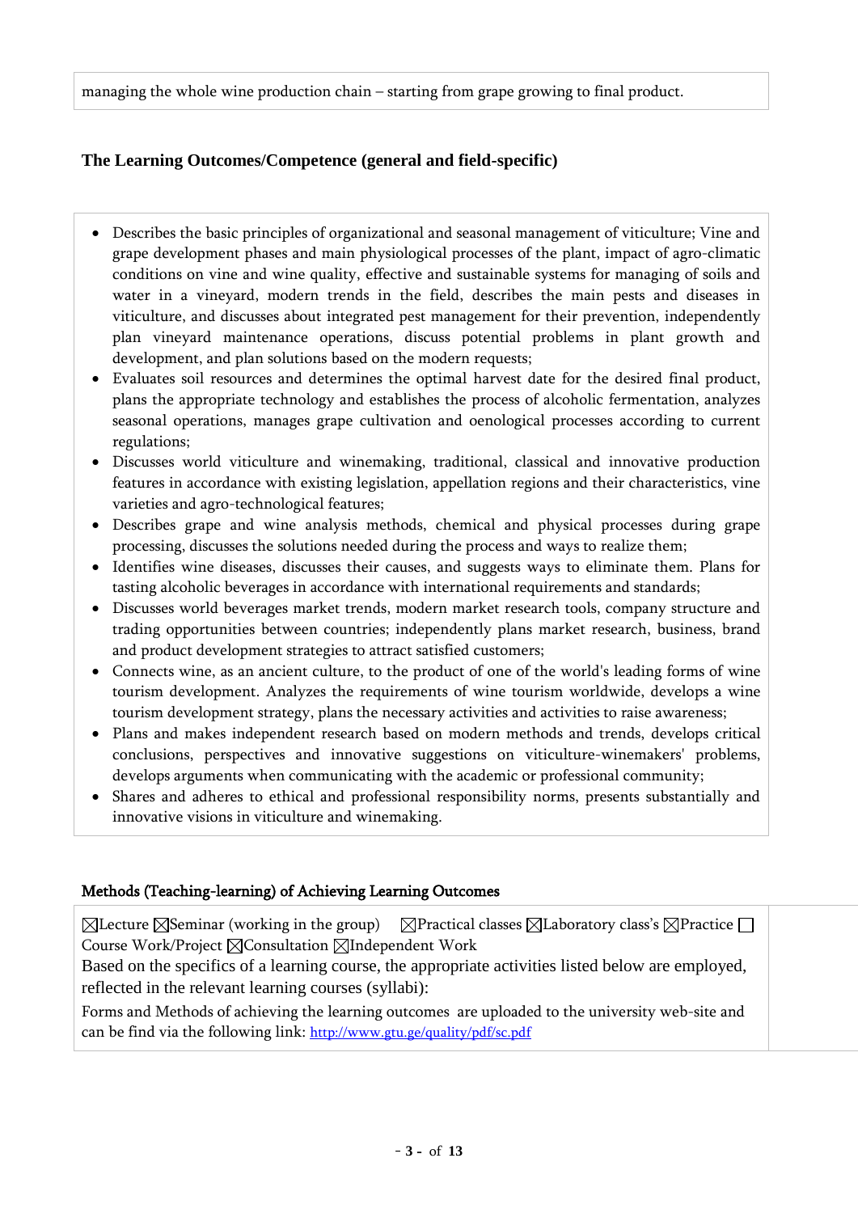managing the whole wine production chain – starting from grape growing to final product.

### The Learning Outcomes/Competence (general and field-specific)

- Describes the basic principles of organizational and seasonal management of viticulture; Vine and grape development phases and main physiological processes of the plant, impact of agro-climatic conditions on vine and wine quality, effective and sustainable systems for managing of soils and water in a vineyard, modern trends in the field, describes the main pests and diseases in viticulture, and discusses about integrated pest management for their prevention, independently plan vineyard maintenance operations, discuss potential problems in plant growth and development, and plan solutions based on the modern requests;
- Evaluates soil resources and determines the optimal harvest date for the desired final product, plans the appropriate technology and establishes the process of alcoholic fermentation, analyzes seasonal operations, manages grape cultivation and oenological processes according to current regulations;
- Discusses world viticulture and winemaking, traditional, classical and innovative production features in accordance with existing legislation, appellation regions and their characteristics, vine varieties and agro-technological features;
- Describes grape and wine analysis methods, chemical and physical processes during grape processing, discusses the solutions needed during the process and ways to realize them;
- Identifies wine diseases, discusses their causes, and suggests ways to eliminate them. Plans for tasting alcoholic beverages in accordance with international requirements and standards;
- Discusses world beverages market trends, modern market research tools, company structure and trading opportunities between countries; independently plans market research, business, brand and product development strategies to attract satisfied customers;
- Connects wine, as an ancient culture, to the product of one of the world's leading forms of wine tourism development. Analyzes the requirements of wine tourism worldwide, develops a wine tourism development strategy, plans the necessary activities and activities to raise awareness;
- Plans and makes independent research based on modern methods and trends, develops critical conclusions, perspectives and innovative suggestions on viticulture-winemakers' problems, develops arguments when communicating with the academic or professional community;
- Shares and adheres to ethical and professional responsibility norms, presents substantially and innovative visions in viticulture and winemaking.

### Methods (Teaching-learning) of Achieving Learning Outcomes

☒Lecture ☒Seminar (working in the group) ☒Practical classes ☒Laboratory class's ☒Practice ☐ Course Work/Project ☒Consultation ☒Independent Work

Based on the specifics of a learning course, the appropriate activities listed below are employed, reflected in the relevant learning courses (syllabi):

Forms and Methods of achieving the learning outcomes are uploaded to the university web-site and can be find via the following link: http://www.gtu.ge/quality/pdf/sc.pdf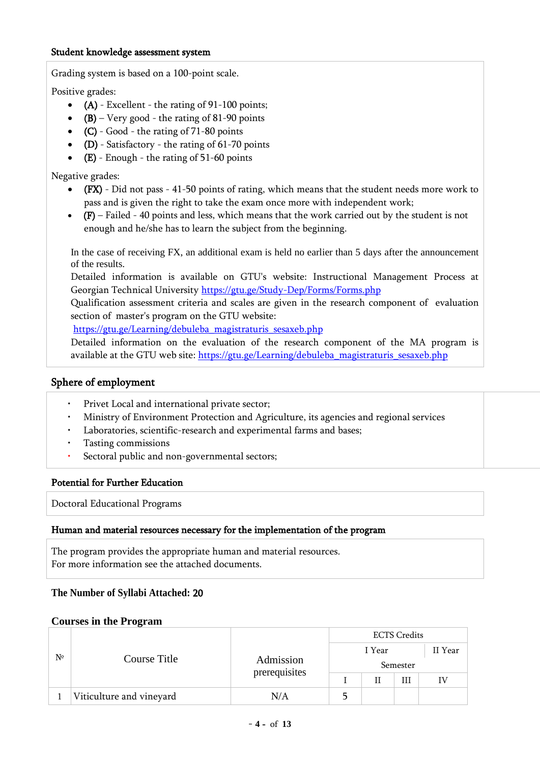### Student knowledge assessment system

Grading system is based on a 100-point scale.

Positive grades:

- (A) - Excellent - the rating of 91-100 points;
- (B) – Very good - the rating of 81-90 points
- (C) - Good - the rating of 71-80 points
- (D) - Satisfactory - the rating of 61-70 points
- (E) - Enough - the rating of 51-60 points

Negative grades:

- (FX) - Did not pass - 41-50 points of rating, which means that the student needs more work to pass and is given the right to take the exam once more with independent work;
- (F) – Failed - 40 points and less, which means that the work carried out by the student is not enough and he/she has to learn the subject from the beginning.

In the case of receiving FX, an additional exam is held no earlier than 5 days after the announcement of the results.
Detailed information is available on GTU's website: Instructional Management Process at Georgian Technical University https://gtu.ge/Study-Dep/Forms/Forms.php
Qualification assessment criteria and scales are given in the research component of evaluation section of master's program on the GTU website:
https://gtu.ge/Learning/debuleba_magistraturis_sesaxeb.php
Detailed information on the evaluation of the research component of the MA program is available at the GTU web site: https://gtu.ge/Learning/debuleba_magistraturis_sesaxeb.php

### Sphere of employment

- Privet Local and international private sector;
- Ministry of Environment Protection and Agriculture, its agencies and regional services
- Laboratories, scientific-research and experimental farms and bases;
- Tasting commissions
- Sectoral public and non-governmental sectors;

### Potential for Further Education

Doctoral Educational Programs

### Human and material resources necessary for the implementation of the program

The program provides the appropriate human and material resources.
For more information see the attached documents.

**The Number of Syllabi Attached: 20**

### Courses in the Program

| № | Course Title | Admission prerequisites | ECTS Credits | | | |
|---|---|---|---|---|---|---|
| | | | I Year | | | II Year |
| | | | Semester | | | |
| | | | I | II | III | IV |
| 1 | Viticulture and vineyard | N/A | 5 | | | |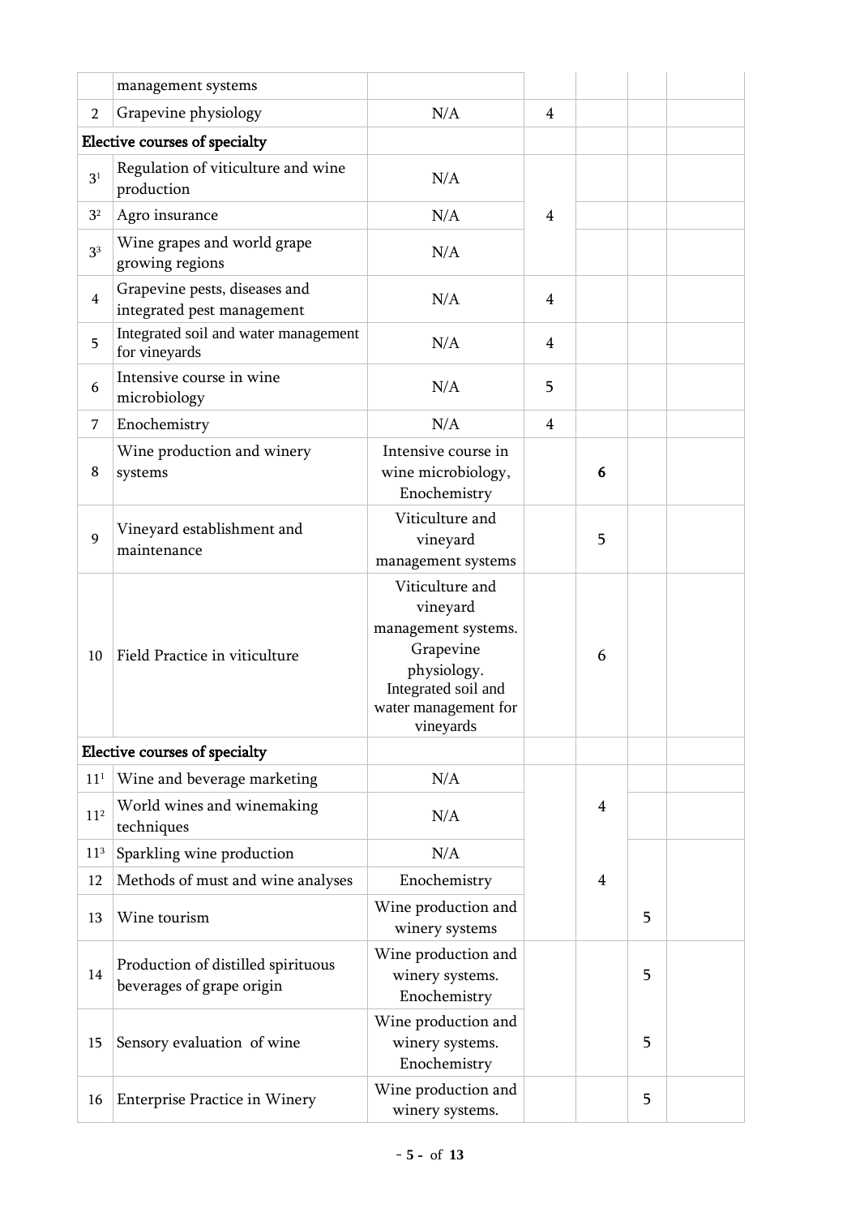| | management systems | | | | | |
|---|---|---|---|---|---|---|
| 2 | Grapevine physiology | N/A | 4 | | | |
| Elective courses of specialty | | | | | | |
| 3[1] | Regulation of viticulture and wine production | N/A | 4 | | | |
| 3[2] | Agro insurance | N/A | | | | |
| 3[3] | Wine grapes and world grape growing regions | N/A | | | | |
| 4 | Grapevine pests, diseases and integrated pest management | N/A | 4 | | | |
| 5 | Integrated soil and water management for vineyards | N/A | 4 | | | |
| 6 | Intensive course in wine microbiology | N/A | 5 | | | |
| 7 | Enochemistry | N/A | 4 | | | |
| 8 | Wine production and winery systems | Intensive course in wine microbiology, Enochemistry | | **6** | | |
| 9 | Vineyard establishment and maintenance | Viticulture and vineyard management systems | | 5 | | |
| 10 | Field Practice in viticulture | Viticulture and vineyard management systems. Grapevine physiology. Integrated soil and water management for vineyards | | 6 | | |
| Elective courses of specialty | | | | | | |
| 11[1] | Wine and beverage marketing | N/A | | 4 | | |
| 11[2] | World wines and winemaking techniques | N/A | | | | |
| 11[3] | Sparkling wine production | N/A | | | | |
| 12 | Methods of must and wine analyses | Enochemistry | | 4 | | |
| 13 | Wine tourism | Wine production and winery systems | | | 5 | |
| 14 | Production of distilled spirituous beverages of grape origin | Wine production and winery systems. Enochemistry | | | 5 | |
| 15 | Sensory evaluation of wine | Wine production and winery systems. Enochemistry | | | 5 | |
| 16 | Enterprise Practice in Winery | Wine production and winery systems. | | | 5 | |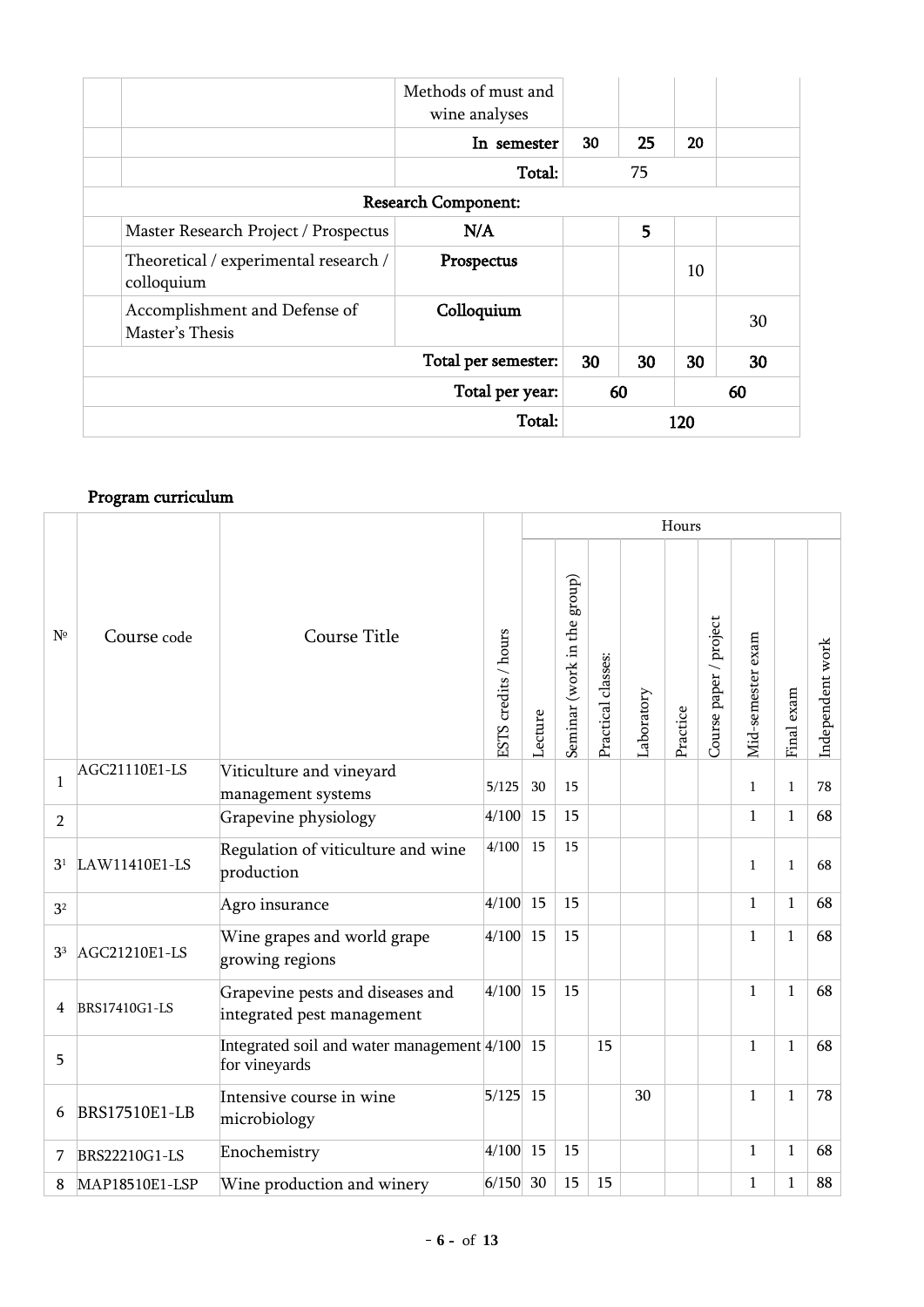|  |  | Methods of must and wine analyses |  |  |  |  |
|---|---|---|---|---|---|---|
|  |  | In semester | 30 | 25 | 20 |  |
|  |  | Total: | 75 | | | |
| Research Component: | | | | | | |
|  | Master Research Project / Prospectus | N/A |  | 5 |  |  |
|  | Theoretical / experimental research / colloquium | Prospectus |  |  | 10 |  |
|  | Accomplishment and Defense of Master's Thesis | Colloquium |  |  |  | 30 |
| Total per semester: | | | 30 | 30 | 30 | 30 |
| Total per year: | | | 60 | | 60 | |
| Total: | | | 120 | | | |

## Program curriculum

| № | Course code | Course Title | ESTS credits / hours | Hours | | | | | | | | |
|---|---|---|---|---|---|---|---|---|---|---|---|---|
|  |  |  |  | Lecture | Seminar (work in the group) | Practical classes: | Laboratory | Practice | Course paper / project | Mid-semester exam | Final exam | Independent work |
| 1 | AGC21110E1-LS | Viticulture and vineyard management systems | 5/125 | 30 | 15 |  |  |  |  | 1 | 1 | 78 |
| 2 |  | Grapevine physiology | 4/100 | 15 | 15 |  |  |  |  | 1 | 1 | 68 |
| 3[1] | LAW11410E1-LS | Regulation of viticulture and wine production | 4/100 | 15 | 15 |  |  |  |  | 1 | 1 | 68 |
| 3[2] |  | Agro insurance | 4/100 | 15 | 15 |  |  |  |  | 1 | 1 | 68 |
| 3[3] | AGC21210E1-LS | Wine grapes and world grape growing regions | 4/100 | 15 | 15 |  |  |  |  | 1 | 1 | 68 |
| 4 | BRS17410G1-LS | Grapevine pests and diseases and integrated pest management | 4/100 | 15 | 15 |  |  |  |  | 1 | 1 | 68 |
| 5 |  | Integrated soil and water management for vineyards | 4/100 | 15 |  | 15 |  |  |  | 1 | 1 | 68 |
| 6 | BRS17510E1-LB | Intensive course in wine microbiology | 5/125 | 15 |  |  | 30 |  |  | 1 | 1 | 78 |
| 7 | BRS22210G1-LS | Enochemistry | 4/100 | 15 | 15 |  |  |  |  | 1 | 1 | 68 |
| 8 | MAP18510E1-LSP | Wine production and winery | 6/150 | 30 | 15 | 15 |  |  |  | 1 | 1 | 88 |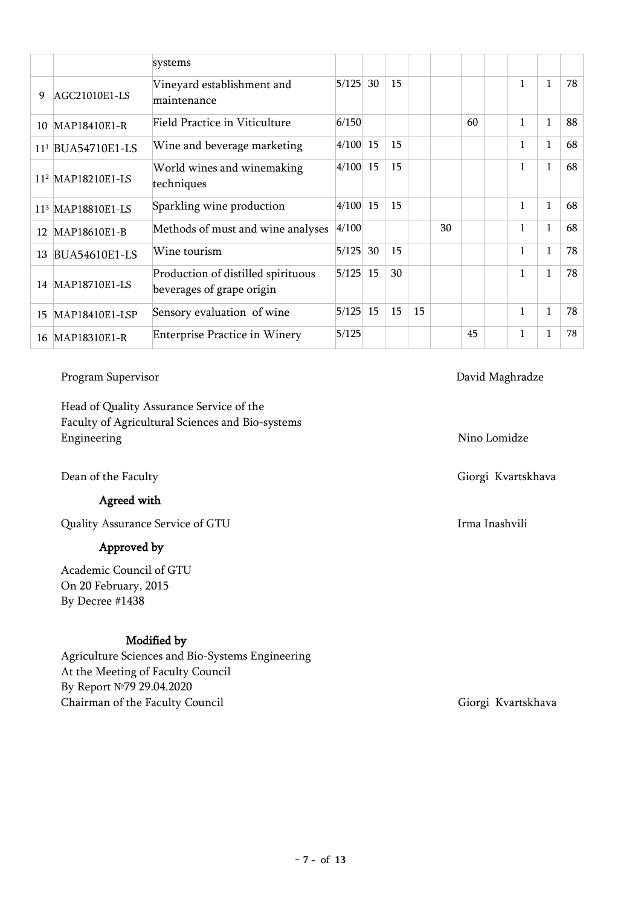| | | | | | | | | | | | | |
|---|---|---|---|---|---|---|---|---|---|---|---|---|
| | | systems | | | | | | | | | | |
| 9 | AGC21010E1-LS | Vineyard establishment and maintenance | 5/125 | 30 | 15 | | | | | 1 | 1 | 78 |
| 10 | MAP18410E1-R | Field Practice in Viticulture | 6/150 | | | | | 60 | | 1 | 1 | 88 |
| 11[1] | BUA54710E1-LS | Wine and beverage marketing | 4/100 | 15 | 15 | | | | | 1 | 1 | 68 |
| 11[2] | MAP18210E1-LS | World wines and winemaking techniques | 4/100 | 15 | 15 | | | | | 1 | 1 | 68 |
| 11[3] | MAP18810E1-LS | Sparkling wine production | 4/100 | 15 | 15 | | | | | 1 | 1 | 68 |
| 12 | MAP18610E1-B | Methods of must and wine analyses | 4/100 | | | | 30 | | | 1 | 1 | 68 |
| 13 | BUA54610E1-LS | Wine tourism | 5/125 | 30 | 15 | | | | | 1 | 1 | 78 |
| 14 | MAP18710E1-LS | Production of distilled spirituous beverages of grape origin | 5/125 | 15 | 30 | | | | | 1 | 1 | 78 |
| 15 | MAP18410E1-LSP | Sensory evaluation of wine | 5/125 | 15 | 15 | 15 | | | | 1 | 1 | 78 |
| 16 | MAP18310E1-R | Enterprise Practice in Winery | 5/125 | | | | | 45 | | 1 | 1 | 78 |

Program Supervisor — David Maghradze

Head of Quality Assurance Service of the Faculty of Agricultural Sciences and Bio-systems Engineering — Nino Lomidze

Dean of the Faculty — Giorgi Kvartskhava

**Agreed with**

Quality Assurance Service of GTU — Irma Inashvili

**Approved by**

Academic Council of GTU
On 20 February, 2015
By Decree #1438

**Modified by**

Agriculture Sciences and Bio-Systems Engineering
At the Meeting of Faculty Council
By Report №79 29.04.2020
Chairman of the Faculty Council — Giorgi Kvartskhava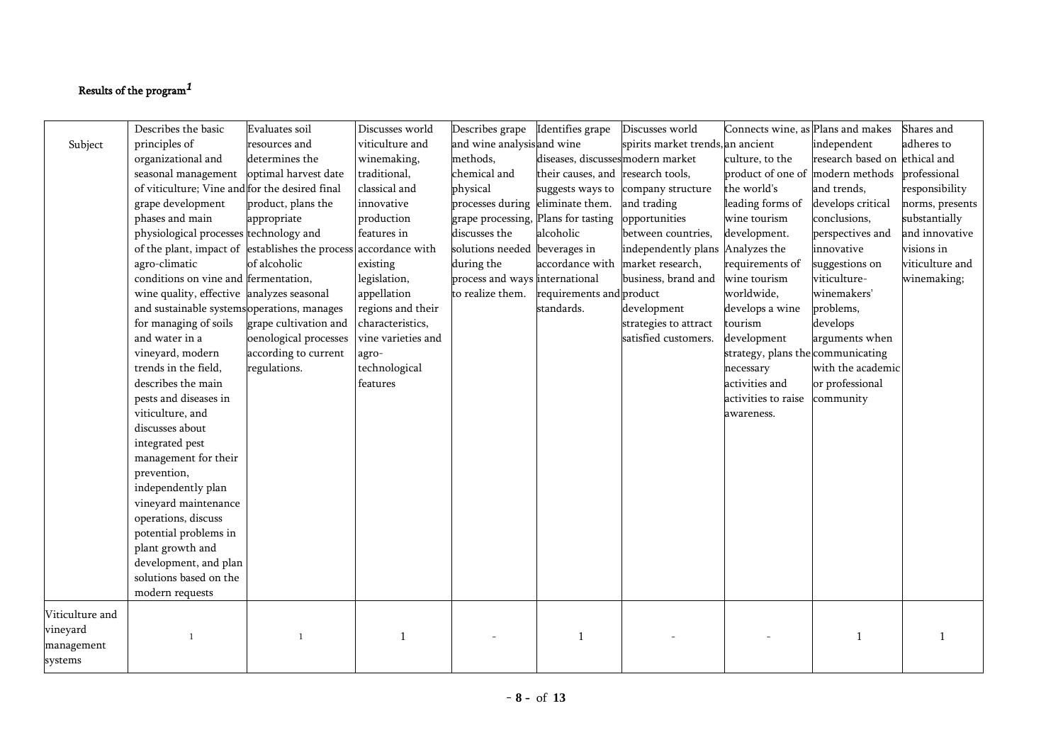**Results of the program[1]**

| Subject | Describes the basic principles of organizational and seasonal management of viticulture; Vine and grape development phases and main physiological processes of the plant, impact of agro-climatic conditions on vine and wine quality, effective and sustainable systems for managing of soils and water in a vineyard, modern trends in the field, describes the main pests and diseases in viticulture, and discusses about integrated pest management for their prevention, independently plan vineyard maintenance operations, discuss potential problems in plant growth and development, and plan solutions based on the modern requests | Evaluates soil resources and determines the optimal harvest date for the desired final product, plans the appropriate technology and establishes the process of alcoholic fermentation, analyzes seasonal operations, manages grape cultivation and oenological processes according to current regulations. | Discusses world viticulture and winemaking, traditional, classical and innovative production features in accordance with existing legislation, appellation regions and their characteristics, vine varieties and agro-technological features | Describes grape and wine analysis methods, chemical and physical processes during grape processing, discusses the solutions needed during the process and ways to realize them. | Identifies grape and wine diseases, discusses their causes, and suggests ways to eliminate them. Plans for tasting alcoholic beverages in accordance with international requirements and standards. | Discusses world spirits market trends, modern market research tools, company structure and trading opportunities between countries, independently plans market research, business, brand and product development strategies to attract satisfied customers. | Connects wine, as an ancient culture, to the product of one of the world's leading forms of wine tourism development. Analyzes the requirements of wine tourism worldwide, develops a wine tourism development strategy, plans the necessary activities and activities to raise awareness. | Plans and makes independent research based on modern methods and trends, develops critical conclusions, perspectives and innovative suggestions on viticulture-winemakers' problems, develops arguments when communicating with the academic or professional community | Shares and adheres to ethical and professional responsibility norms, presents substantially and innovative visions in viticulture and winemaking; |
|---|---|---|---|---|---|---|---|---|---|
| Viticulture and vineyard management systems | 1 | 1 | 1 | - | 1 | - | - | 1 | 1 |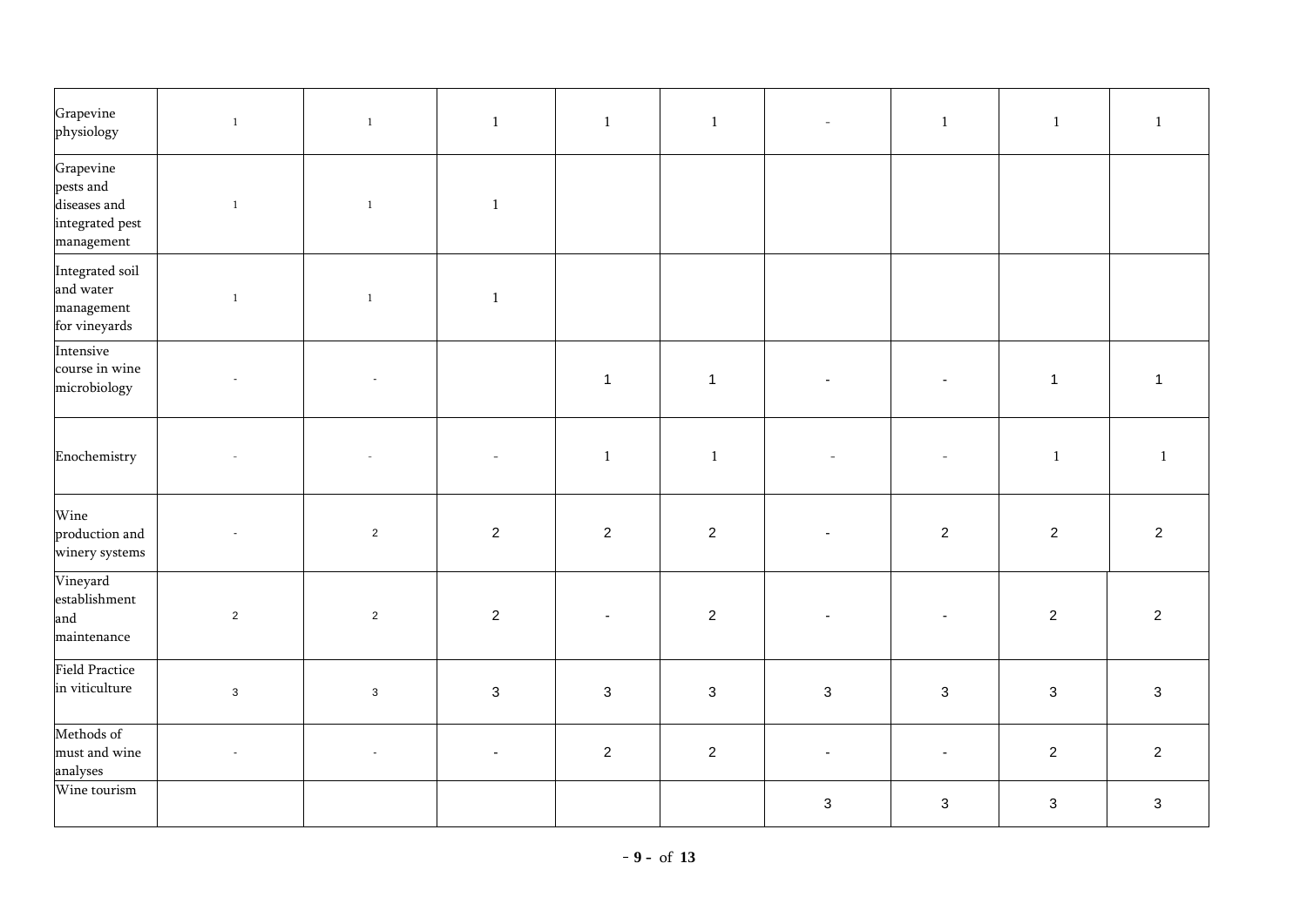| | | | | | | | | | |
|---|---|---|---|---|---|---|---|---|---|
| Grapevine physiology | 1 | 1 | 1 | 1 | 1 | - | 1 | 1 | 1 |
| Grapevine pests and diseases and integrated pest management | 1 | 1 | 1 | | | | | | |
| Integrated soil and water management for vineyards | 1 | 1 | 1 | | | | | | |
| Intensive course in wine microbiology | - | - | | 1 | 1 | - | - | 1 | 1 |
| Enochemistry | - | - | - | 1 | 1 | - | - | 1 | 1 |
| Wine production and winery systems | - | 2 | 2 | 2 | 2 | - | 2 | 2 | 2 |
| Vineyard establishment and maintenance | 2 | 2 | 2 | - | 2 | - | - | 2 | 2 |
| Field Practice in viticulture | 3 | 3 | 3 | 3 | 3 | 3 | 3 | 3 | 3 |
| Methods of must and wine analyses | - | - | - | 2 | 2 | - | - | 2 | 2 |
| Wine tourism | | | | | | 3 | 3 | 3 | 3 |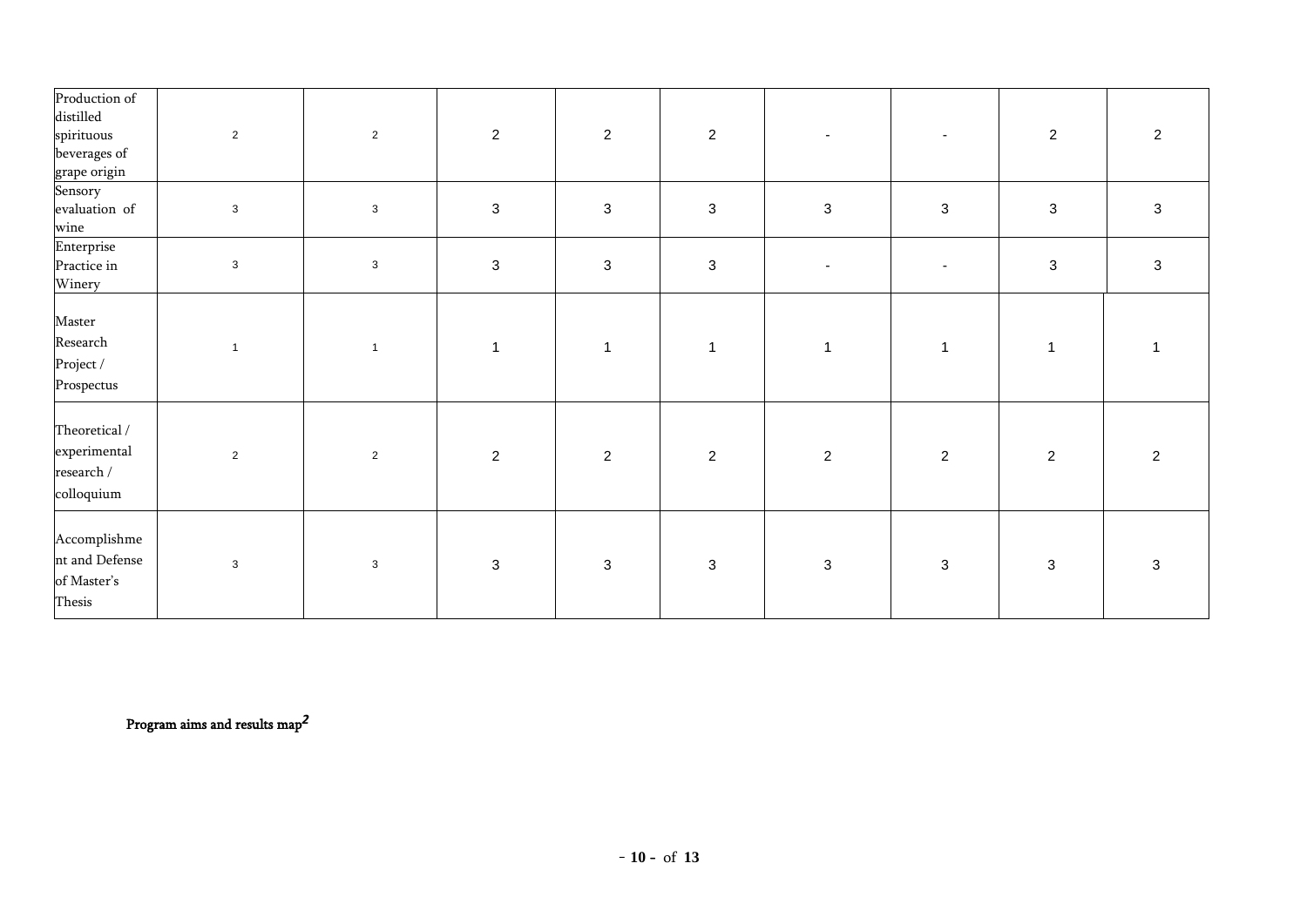| | | | | | | | | | |
|---|---|---|---|---|---|---|---|---|---|
| Production of distilled spirituous beverages of grape origin | 2 | 2 | 2 | 2 | 2 | - | - | 2 | 2 |
| Sensory evaluation of wine | 3 | 3 | 3 | 3 | 3 | 3 | 3 | 3 | 3 |
| Enterprise Practice in Winery | 3 | 3 | 3 | 3 | 3 | - | - | 3 | 3 |
| Master Research Project / Prospectus | 1 | 1 | 1 | 1 | 1 | 1 | 1 | 1 | 1 |
| Theoretical / experimental research / colloquium | 2 | 2 | 2 | 2 | 2 | 2 | 2 | 2 | 2 |
| Accomplishment and Defense of Master's Thesis | 3 | 3 | 3 | 3 | 3 | 3 | 3 | 3 | 3 |

**Program aims and results map**[2]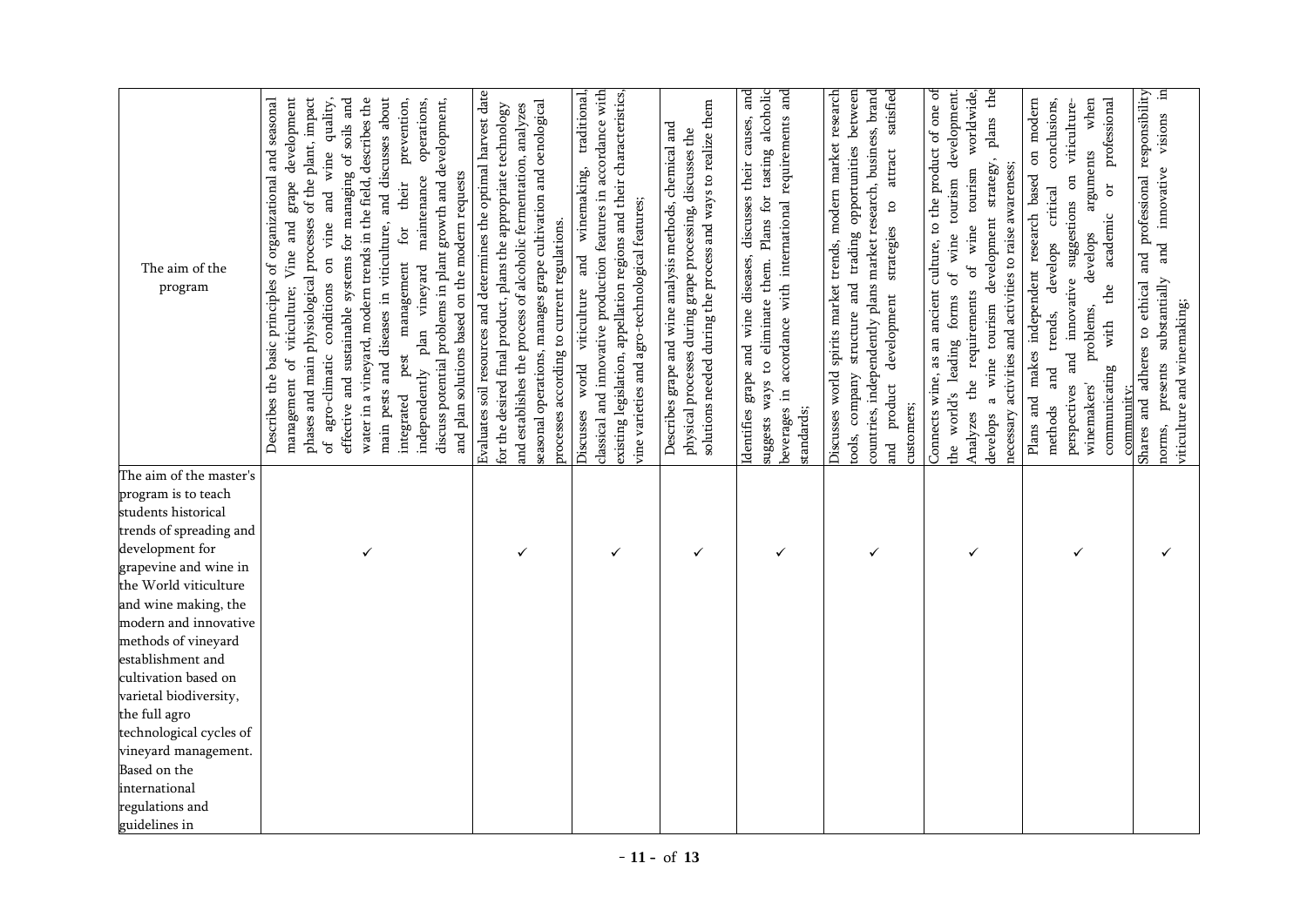| The aim of the program | Describes the basic principles of organizational and seasonal management of viticulture; Vine and grape development phases and main physiological processes of the plant, impact of agro-climatic conditions on vine and wine quality, effective and sustainable systems for managing of soils and water in a vineyard, modern trends in the field, describes the main pests and diseases in viticulture, and discusses about integrated pest management for their prevention, independently plan vineyard maintenance operations, discuss potential problems in plant growth and development, and plan solutions based on the modern requests | Evaluates soil resources and determines the optimal harvest date for the desired final product, plans the appropriate technology and establishes the process of alcoholic fermentation, analyzes seasonal operations, manages grape cultivation and oenological processes according to current regulations. | Discusses world viticulture and winemaking, traditional, classical and innovative production features in accordance with existing legislation, appellation regions and their characteristics, vine varieties and agro-technological features; | Describes grape and wine analysis methods, chemical and physical processes during grape processing, discusses the solutions needed during the process and ways to realize them | Identifies grape and wine diseases, discusses their causes, and suggests ways to eliminate them. Plans for tasting alcoholic beverages in accordance with international requirements and standards; | Discusses world spirits market trends, modern market research tools, company structure and trading opportunities between countries, independently plans market research, business, brand and product development strategies to attract satisfied customers; | Connects wine, as an ancient culture, to the product of one of the world's leading forms of wine tourism development. Analyzes the requirements of wine tourism worldwide, develops a wine tourism development strategy, plans the necessary activities and activities to raise awareness; | Plans and makes independent research based on modern methods and trends, develops critical conclusions, perspectives and innovative suggestions on viticulture-winemakers' problems, develops arguments when communicating with the academic or professional community; | Shares and adheres to ethical and professional responsibility norms, presents substantially and innovative visions in viticulture and winemaking; |
|---|---|---|---|---|---|---|---|---|---|
| The aim of the master's program is to teach students historical trends of spreading and development for grapevine and wine in the World viticulture and wine making, the modern and innovative methods of vineyard establishment and cultivation based on varietal biodiversity, the full agro technological cycles of vineyard management. Based on the international regulations and guidelines in | ✓ | ✓ | ✓ | ✓ | ✓ | ✓ | ✓ | ✓ | ✓ |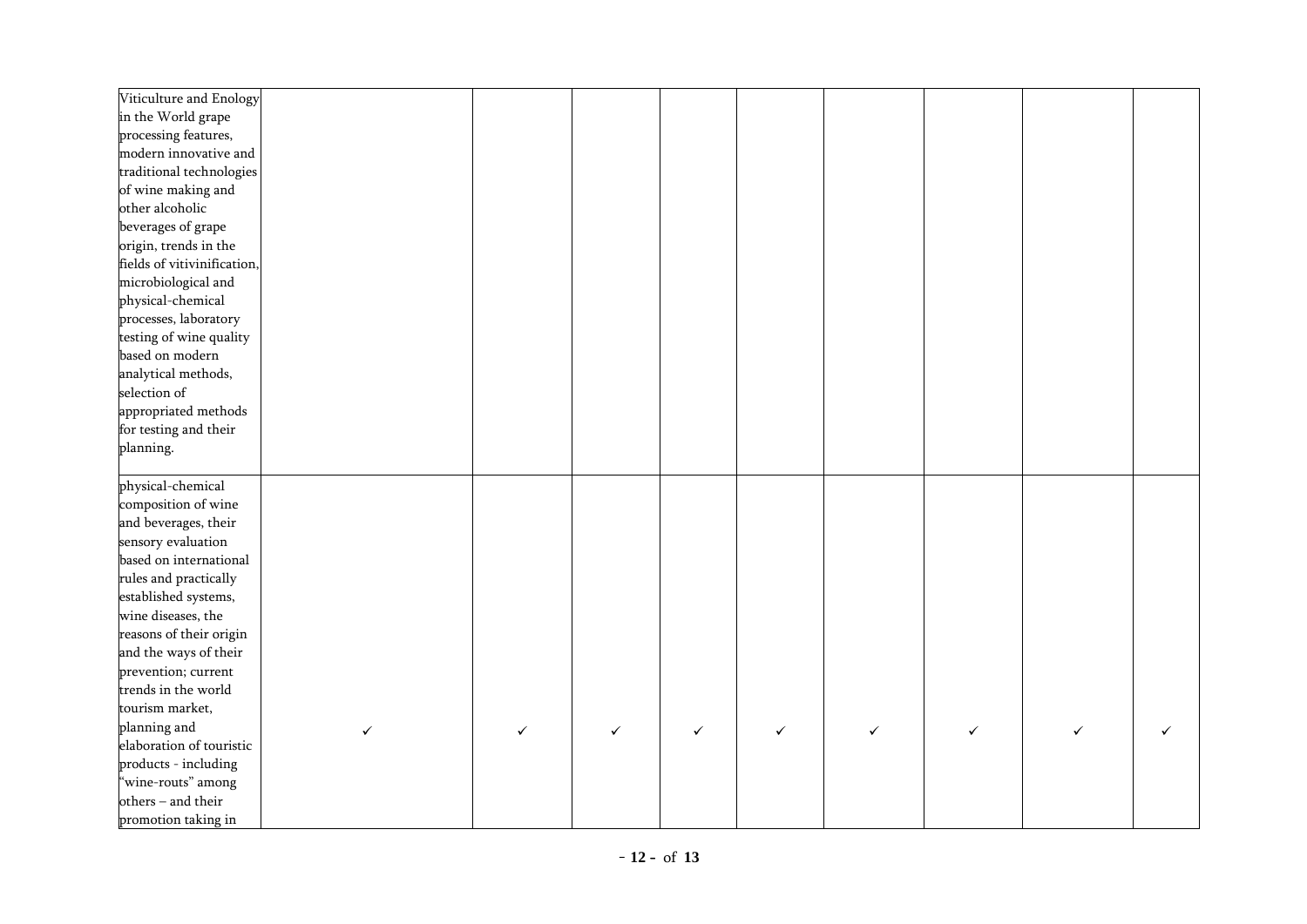|  |  |  |  |  |  |  |  |  |  |
|---|---|---|---|---|---|---|---|---|---|
| Viticulture and Enology in the World grape processing features, modern innovative and traditional technologies of wine making and other alcoholic beverages of grape origin, trends in the fields of vitivinification, microbiological and physical-chemical processes, laboratory testing of wine quality based on modern analytical methods, selection of appropriated methods for testing and their planning. |  |  |  |  |  |  |  |  |  |
| physical-chemical composition of wine and beverages, their sensory evaluation based on international rules and practically established systems, wine diseases, the reasons of their origin and the ways of their prevention; current trends in the world tourism market, planning and elaboration of touristic products - including "wine-routs" among others – and their promotion taking in | ✓ | ✓ | ✓ | ✓ | ✓ | ✓ | ✓ | ✓ | ✓ |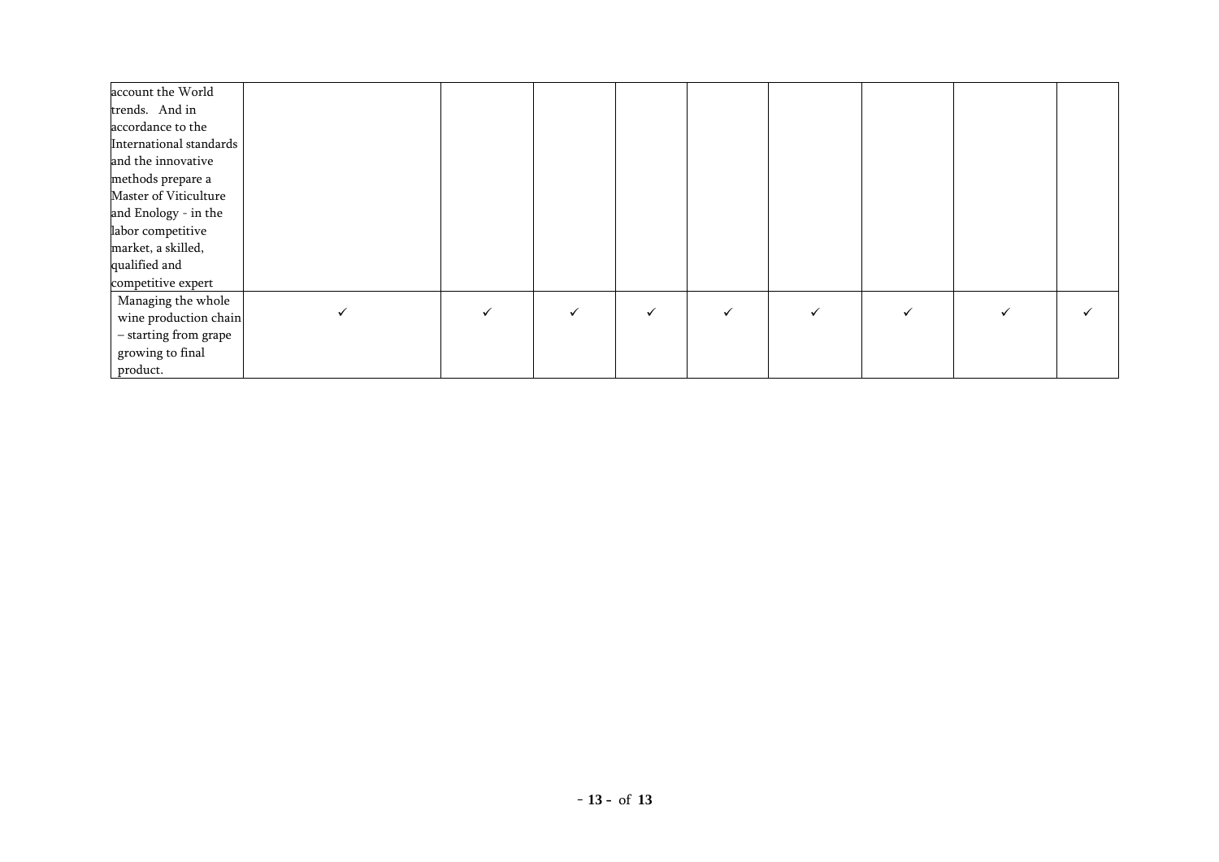| | | | | | | | | | |
|---|---|---|---|---|---|---|---|---|---|
| account the World trends. And in accordance to the International standards and the innovative methods prepare a Master of Viticulture and Enology - in the labor competitive market, a skilled, qualified and competitive expert | | | | | | | | | |
| Managing the whole wine production chain – starting from grape growing to final product. | ✓ | ✓ | ✓ | ✓ | ✓ | ✓ | ✓ | ✓ | ✓ |